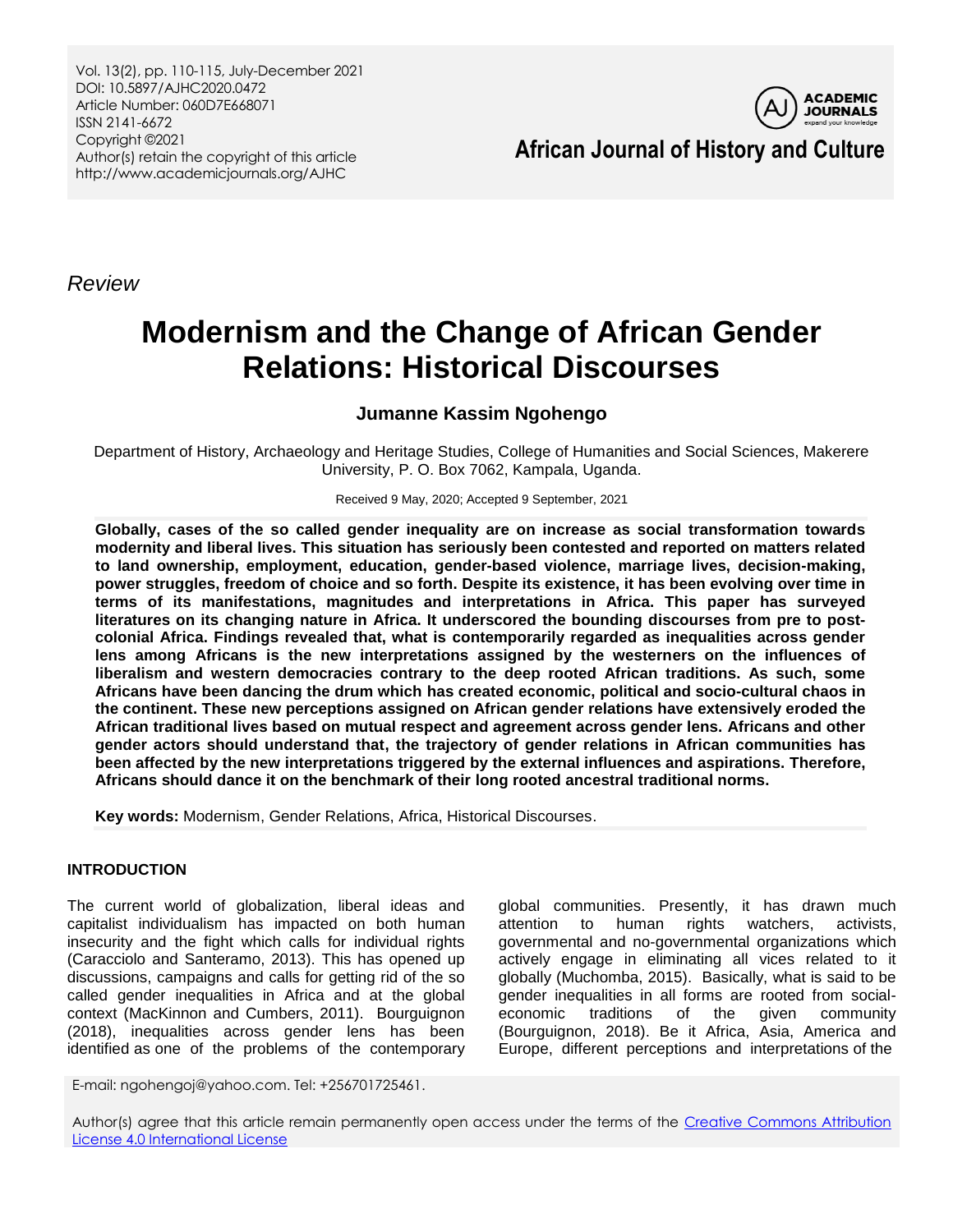*Review*

# Modernism and the Change of African Gender Relations: Historical Discourses

**Jumanne Kassim Ngohengo**

Department of History, Archaeology and Heritage Studies, College of Humanities and Social Sciences, Makerere University, P. O. Box 7062, Kampala, Uganda.

Received 9 May, 2020; Accepted 9 September, 2021

**Globally, cases of the so called gender inequality are on increase as social transformation towards modernity and liberal lives. This situation has seriously been contested and reported on matters related to land ownership, employment, education, gender-based violence, marriage lives, decision-making, power struggles, freedom of choice and so forth. Despite its existence, it has been evolving over time in terms of its manifestations, magnitudes and interpretations in Africa. This paper has surveyed literatures on its changing nature in Africa. It underscored the bounding discourses from pre to post-colonial Africa. Findings revealed that, what is contemporarily regarded as inequalities across gender lens among Africans is the new interpretations assigned by the westerners on the influences of liberalism and western democracies contrary to the deep rooted African traditions. As such, some Africans have been dancing the drum which has created economic, political and socio-cultural chaos in the continent. These new perceptions assigned on African gender relations have extensively eroded the African traditional lives based on mutual respect and agreement across gender lens. Africans and other gender actors should understand that, the trajectory of gender relations in African communities has been affected by the new interpretations triggered by the external influences and aspirations. Therefore, Africans should dance it on the benchmark of their long rooted ancestral traditional norms.**

**Key words:** Modernism, Gender Relations, Africa, Historical Discourses.

## INTRODUCTION

The current world of globalization, liberal ideas and capitalist individualism has impacted on both human insecurity and the fight which calls for individual rights (Caracciolo and Santeramo, 2013). This has opened up discussions, campaigns and calls for getting rid of the so called gender inequalities in Africa and at the global context (MacKinnon and Cumbers, 2011). Bourguignon (2018), inequalities across gender lens has been identified as one of the problems of the contemporary global communities. Presently, it has drawn much attention to human rights watchers, activists, governmental and no-governmental organizations which actively engage in eliminating all vices related to it globally (Muchomba, 2015). Basically, what is said to be gender inequalities in all forms are rooted from social-economic traditions of the given community (Bourguignon, 2018). Be it Africa, Asia, America and Europe, different perceptions and interpretations of the

E-mail: ngohengoj@yahoo.com. Tel: +256701725461.

Author(s) agree that this article remain permanently open access under the terms of the Creative Commons Attribution License 4.0 International License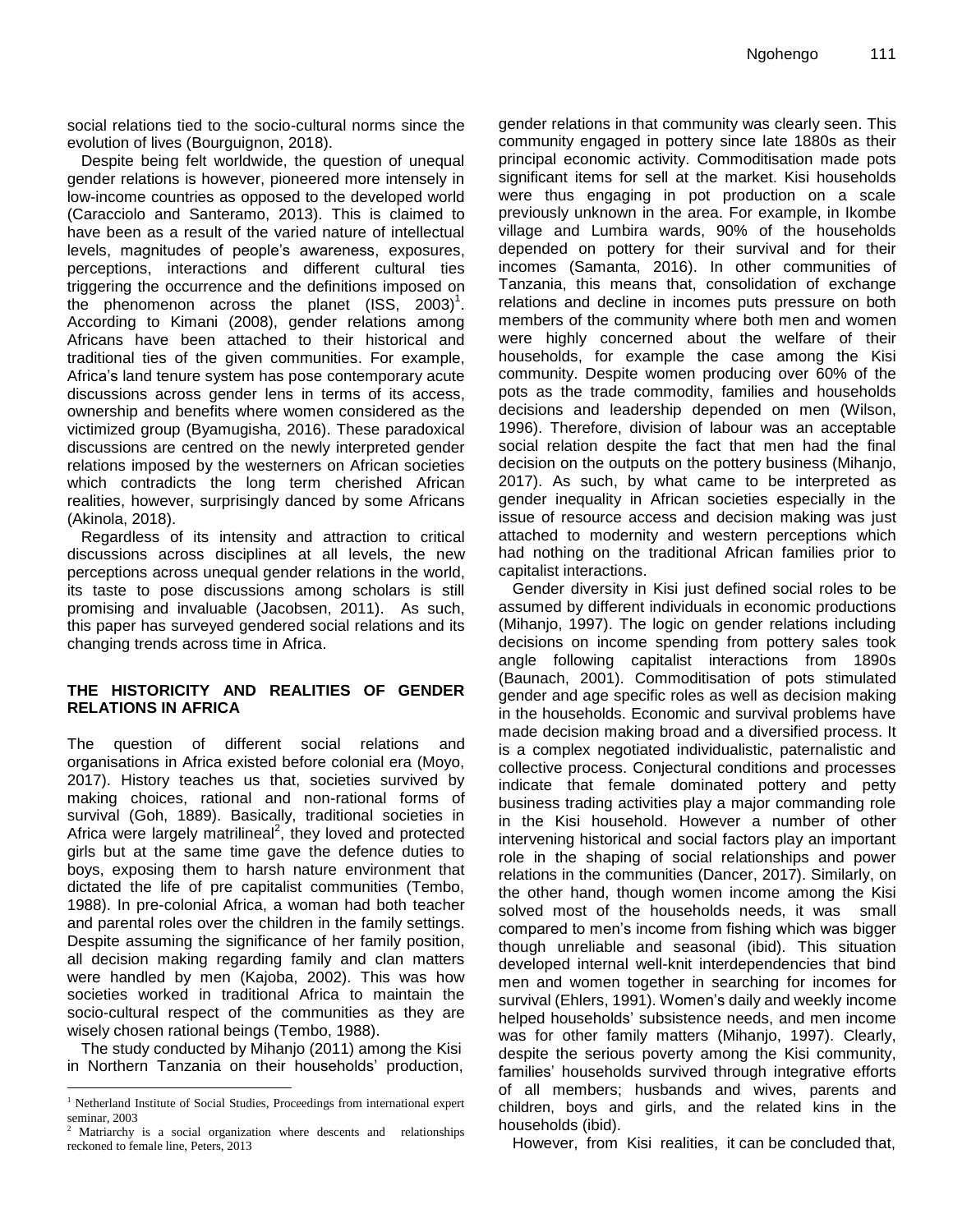social relations tied to the socio-cultural norms since the evolution of lives (Bourguignon, 2018).

Despite being felt worldwide, the question of unequal gender relations is however, pioneered more intensely in low-income countries as opposed to the developed world (Caracciolo and Santeramo, 2013). This is claimed to have been as a result of the varied nature of intellectual levels, magnitudes of people's awareness, exposures, perceptions, interactions and different cultural ties triggering the occurrence and the definitions imposed on the phenomenon across the planet (ISS, 2003)[1]. According to Kimani (2008), gender relations among Africans have been attached to their historical and traditional ties of the given communities. For example, Africa's land tenure system has pose contemporary acute discussions across gender lens in terms of its access, ownership and benefits where women considered as the victimized group (Byamugisha, 2016). These paradoxical discussions are centred on the newly interpreted gender relations imposed by the westerners on African societies which contradicts the long term cherished African realities, however, surprisingly danced by some Africans (Akinola, 2018).

Regardless of its intensity and attraction to critical discussions across disciplines at all levels, the new perceptions across unequal gender relations in the world, its taste to pose discussions among scholars is still promising and invaluable (Jacobsen, 2011). As such, this paper has surveyed gendered social relations and its changing trends across time in Africa.

## THE HISTORICITY AND REALITIES OF GENDER RELATIONS IN AFRICA

The question of different social relations and organisations in Africa existed before colonial era (Moyo, 2017). History teaches us that, societies survived by making choices, rational and non-rational forms of survival (Goh, 1889). Basically, traditional societies in Africa were largely matrilineal[2], they loved and protected girls but at the same time gave the defence duties to boys, exposing them to harsh nature environment that dictated the life of pre capitalist communities (Tembo, 1988). In pre-colonial Africa, a woman had both teacher and parental roles over the children in the family settings. Despite assuming the significance of her family position, all decision making regarding family and clan matters were handled by men (Kajoba, 2002). This was how societies worked in traditional Africa to maintain the socio-cultural respect of the communities as they are wisely chosen rational beings (Tembo, 1988).

The study conducted by Mihanjo (2011) among the Kisi in Northern Tanzania on their households' production, gender relations in that community was clearly seen. This community engaged in pottery since late 1880s as their principal economic activity. Commoditisation made pots significant items for sell at the market. Kisi households were thus engaging in pot production on a scale previously unknown in the area. For example, in Ikombe village and Lumbira wards, 90% of the households depended on pottery for their survival and for their incomes (Samanta, 2016). In other communities of Tanzania, this means that, consolidation of exchange relations and decline in incomes puts pressure on both members of the community where both men and women were highly concerned about the welfare of their households, for example the case among the Kisi community. Despite women producing over 60% of the pots as the trade commodity, families and households decisions and leadership depended on men (Wilson, 1996). Therefore, division of labour was an acceptable social relation despite the fact that men had the final decision on the outputs on the pottery business (Mihanjo, 2017). As such, by what came to be interpreted as gender inequality in African societies especially in the issue of resource access and decision making was just attached to modernity and western perceptions which had nothing on the traditional African families prior to capitalist interactions.

Gender diversity in Kisi just defined social roles to be assumed by different individuals in economic productions (Mihanjo, 1997). The logic on gender relations including decisions on income spending from pottery sales took angle following capitalist interactions from 1890s (Baunach, 2001). Commoditisation of pots stimulated gender and age specific roles as well as decision making in the households. Economic and survival problems have made decision making broad and a diversified process. It is a complex negotiated individualistic, paternalistic and collective process. Conjectural conditions and processes indicate that female dominated pottery and petty business trading activities play a major commanding role in the Kisi household. However a number of other intervening historical and social factors play an important role in the shaping of social relationships and power relations in the communities (Dancer, 2017). Similarly, on the other hand, though women income among the Kisi solved most of the households needs, it was small compared to men's income from fishing which was bigger though unreliable and seasonal (ibid). This situation developed internal well-knit interdependencies that bind men and women together in searching for incomes for survival (Ehlers, 1991). Women's daily and weekly income helped households' subsistence needs, and men income was for other family matters (Mihanjo, 1997). Clearly, despite the serious poverty among the Kisi community, families' households survived through integrative efforts of all members; husbands and wives, parents and children, boys and girls, and the related kins in the households (ibid).

However, from Kisi realities, it can be concluded that,

[1] Netherland Institute of Social Studies, Proceedings from international expert seminar, 2003

[2] Matriarchy is a social organization where descents and relationships reckoned to female line, Peters, 2013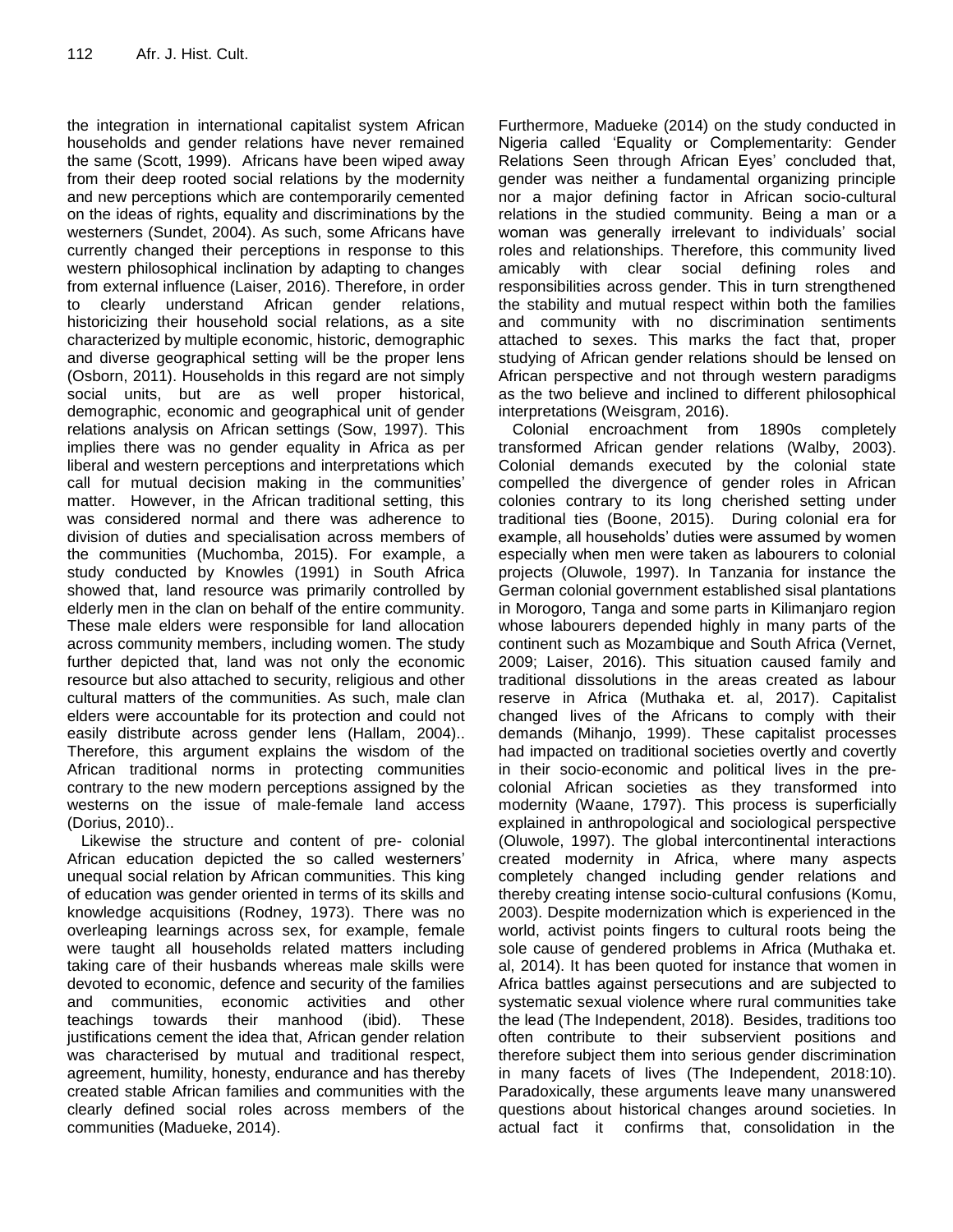the integration in international capitalist system African households and gender relations have never remained the same (Scott, 1999). Africans have been wiped away from their deep rooted social relations by the modernity and new perceptions which are contemporarily cemented on the ideas of rights, equality and discriminations by the westerners (Sundet, 2004). As such, some Africans have currently changed their perceptions in response to this western philosophical inclination by adapting to changes from external influence (Laiser, 2016). Therefore, in order to clearly understand African gender relations, historicizing their household social relations, as a site characterized by multiple economic, historic, demographic and diverse geographical setting will be the proper lens (Osborn, 2011). Households in this regard are not simply social units, but are as well proper historical, demographic, economic and geographical unit of gender relations analysis on African settings (Sow, 1997). This implies there was no gender equality in Africa as per liberal and western perceptions and interpretations which call for mutual decision making in the communities' matter. However, in the African traditional setting, this was considered normal and there was adherence to division of duties and specialisation across members of the communities (Muchomba, 2015). For example, a study conducted by Knowles (1991) in South Africa showed that, land resource was primarily controlled by elderly men in the clan on behalf of the entire community. These male elders were responsible for land allocation across community members, including women. The study further depicted that, land was not only the economic resource but also attached to security, religious and other cultural matters of the communities. As such, male clan elders were accountable for its protection and could not easily distribute across gender lens (Hallam, 2004).. Therefore, this argument explains the wisdom of the African traditional norms in protecting communities contrary to the new modern perceptions assigned by the westerns on the issue of male-female land access (Dorius, 2010)..

Likewise the structure and content of pre- colonial African education depicted the so called westerners' unequal social relation by African communities. This king of education was gender oriented in terms of its skills and knowledge acquisitions (Rodney, 1973). There was no overleaping learnings across sex, for example, female were taught all households related matters including taking care of their husbands whereas male skills were devoted to economic, defence and security of the families and communities, economic activities and other teachings towards their manhood (ibid). These justifications cement the idea that, African gender relation was characterised by mutual and traditional respect, agreement, humility, honesty, endurance and has thereby created stable African families and communities with the clearly defined social roles across members of the communities (Madueke, 2014).

Furthermore, Madueke (2014) on the study conducted in Nigeria called 'Equality or Complementarity: Gender Relations Seen through African Eyes' concluded that, gender was neither a fundamental organizing principle nor a major defining factor in African socio-cultural relations in the studied community. Being a man or a woman was generally irrelevant to individuals' social roles and relationships. Therefore, this community lived amicably with clear social defining roles and responsibilities across gender. This in turn strengthened the stability and mutual respect within both the families and community with no discrimination sentiments attached to sexes. This marks the fact that, proper studying of African gender relations should be lensed on African perspective and not through western paradigms as the two believe and inclined to different philosophical interpretations (Weisgram, 2016).

Colonial encroachment from 1890s completely transformed African gender relations (Walby, 2003). Colonial demands executed by the colonial state compelled the divergence of gender roles in African colonies contrary to its long cherished setting under traditional ties (Boone, 2015). During colonial era for example, all households' duties were assumed by women especially when men were taken as labourers to colonial projects (Oluwole, 1997). In Tanzania for instance the German colonial government established sisal plantations in Morogoro, Tanga and some parts in Kilimanjaro region whose labourers depended highly in many parts of the continent such as Mozambique and South Africa (Vernet, 2009; Laiser, 2016). This situation caused family and traditional dissolutions in the areas created as labour reserve in Africa (Muthaka et. al, 2017). Capitalist changed lives of the Africans to comply with their demands (Mihanjo, 1999). These capitalist processes had impacted on traditional societies overtly and covertly in their socio-economic and political lives in the pre-colonial African societies as they transformed into modernity (Waane, 1797). This process is superficially explained in anthropological and sociological perspective (Oluwole, 1997). The global intercontinental interactions created modernity in Africa, where many aspects completely changed including gender relations and thereby creating intense socio-cultural confusions (Komu, 2003). Despite modernization which is experienced in the world, activist points fingers to cultural roots being the sole cause of gendered problems in Africa (Muthaka et. al, 2014). It has been quoted for instance that women in Africa battles against persecutions and are subjected to systematic sexual violence where rural communities take the lead (The Independent, 2018). Besides, traditions too often contribute to their subservient positions and therefore subject them into serious gender discrimination in many facets of lives (The Independent, 2018:10). Paradoxically, these arguments leave many unanswered questions about historical changes around societies. In actual fact it confirms that, consolidation in the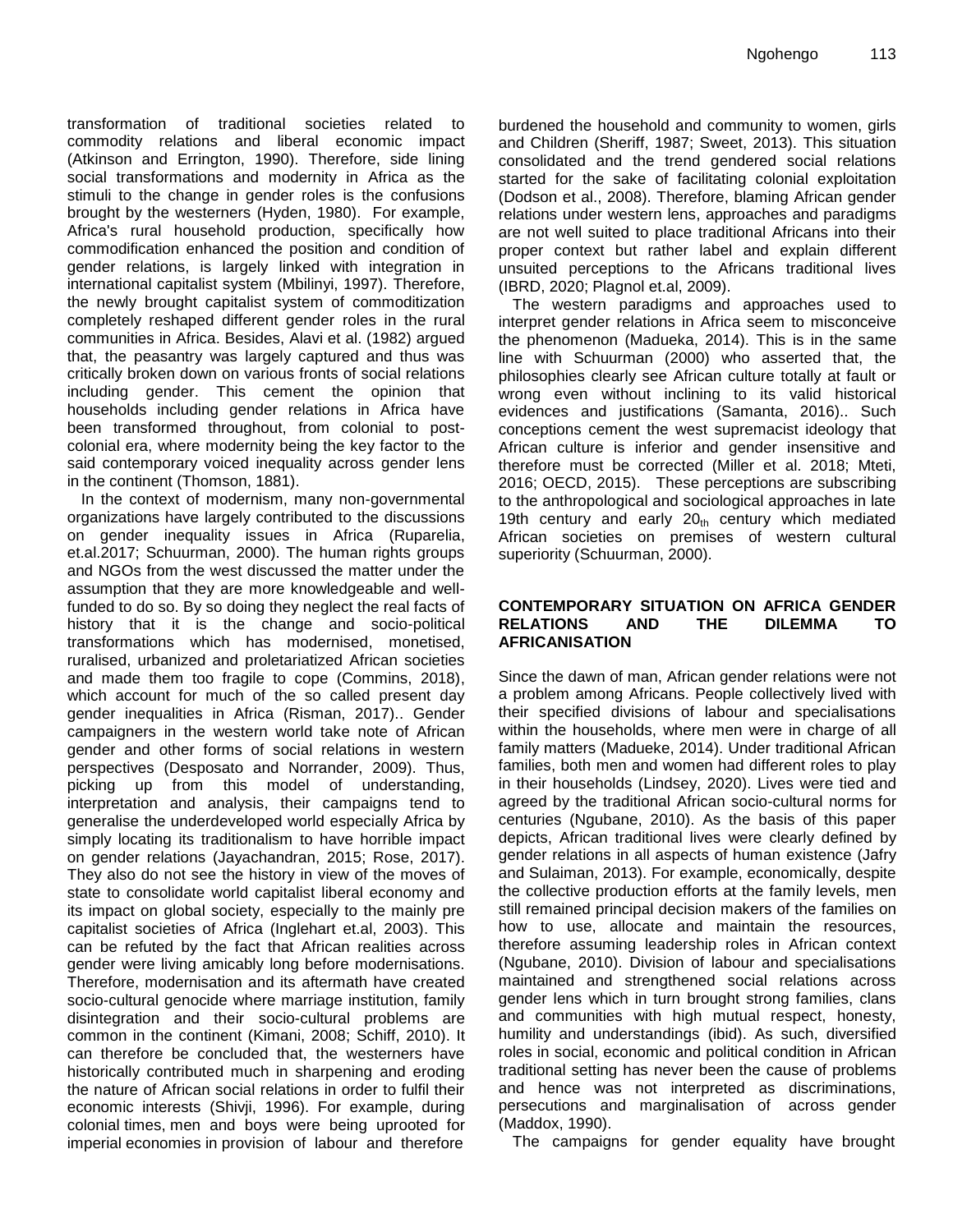transformation of traditional societies related to commodity relations and liberal economic impact (Atkinson and Errington, 1990). Therefore, side lining social transformations and modernity in Africa as the stimuli to the change in gender roles is the confusions brought by the westerners (Hyden, 1980). For example, Africa's rural household production, specifically how commodification enhanced the position and condition of gender relations, is largely linked with integration in international capitalist system (Mbilinyi, 1997). Therefore, the newly brought capitalist system of commoditization completely reshaped different gender roles in the rural communities in Africa. Besides, Alavi et al. (1982) argued that, the peasantry was largely captured and thus was critically broken down on various fronts of social relations including gender. This cement the opinion that households including gender relations in Africa have been transformed throughout, from colonial to post-colonial era, where modernity being the key factor to the said contemporary voiced inequality across gender lens in the continent (Thomson, 1881).

In the context of modernism, many non-governmental organizations have largely contributed to the discussions on gender inequality issues in Africa (Ruparelia, et.al.2017; Schuurman, 2000). The human rights groups and NGOs from the west discussed the matter under the assumption that they are more knowledgeable and well-funded to do so. By so doing they neglect the real facts of history that it is the change and socio-political transformations which has modernised, monetised, ruralised, urbanized and proletariatized African societies and made them too fragile to cope (Commins, 2018), which account for much of the so called present day gender inequalities in Africa (Risman, 2017).. Gender campaigners in the western world take note of African gender and other forms of social relations in western perspectives (Desposato and Norrander, 2009). Thus, picking up from this model of understanding, interpretation and analysis, their campaigns tend to generalise the underdeveloped world especially Africa by simply locating its traditionalism to have horrible impact on gender relations (Jayachandran, 2015; Rose, 2017). They also do not see the history in view of the moves of state to consolidate world capitalist liberal economy and its impact on global society, especially to the mainly pre capitalist societies of Africa (Inglehart et.al, 2003). This can be refuted by the fact that African realities across gender were living amicably long before modernisations. Therefore, modernisation and its aftermath have created socio-cultural genocide where marriage institution, family disintegration and their socio-cultural problems are common in the continent (Kimani, 2008; Schiff, 2010). It can therefore be concluded that, the westerners have historically contributed much in sharpening and eroding the nature of African social relations in order to fulfil their economic interests (Shivji, 1996). For example, during colonial times, men and boys were being uprooted for imperial economies in provision of labour and therefore burdened the household and community to women, girls and Children (Sheriff, 1987; Sweet, 2013). This situation consolidated and the trend gendered social relations started for the sake of facilitating colonial exploitation (Dodson et al., 2008). Therefore, blaming African gender relations under western lens, approaches and paradigms are not well suited to place traditional Africans into their proper context but rather label and explain different unsuited perceptions to the Africans traditional lives (IBRD, 2020; Plagnol et.al, 2009).

The western paradigms and approaches used to interpret gender relations in Africa seem to misconceive the phenomenon (Madueka, 2014). This is in the same line with Schuurman (2000) who asserted that, the philosophies clearly see African culture totally at fault or wrong even without inclining to its valid historical evidences and justifications (Samanta, 2016).. Such conceptions cement the west supremacist ideology that African culture is inferior and gender insensitive and therefore must be corrected (Miller et al. 2018; Mteti, 2016; OECD, 2015). These perceptions are subscribing to the anthropological and sociological approaches in late 19th century and early $20_{th}$ century which mediated African societies on premises of western cultural superiority (Schuurman, 2000).

## CONTEMPORARY SITUATION ON AFRICA GENDER RELATIONS AND THE DILEMMA TO AFRICANISATION

Since the dawn of man, African gender relations were not a problem among Africans. People collectively lived with their specified divisions of labour and specialisations within the households, where men were in charge of all family matters (Madueke, 2014). Under traditional African families, both men and women had different roles to play in their households (Lindsey, 2020). Lives were tied and agreed by the traditional African socio-cultural norms for centuries (Ngubane, 2010). As the basis of this paper depicts, African traditional lives were clearly defined by gender relations in all aspects of human existence (Jafry and Sulaiman, 2013). For example, economically, despite the collective production efforts at the family levels, men still remained principal decision makers of the families on how to use, allocate and maintain the resources, therefore assuming leadership roles in African context (Ngubane, 2010). Division of labour and specialisations maintained and strengthened social relations across gender lens which in turn brought strong families, clans and communities with high mutual respect, honesty, humility and understandings (ibid). As such, diversified roles in social, economic and political condition in African traditional setting has never been the cause of problems and hence was not interpreted as discriminations, persecutions and marginalisation of across gender (Maddox, 1990).

The campaigns for gender equality have brought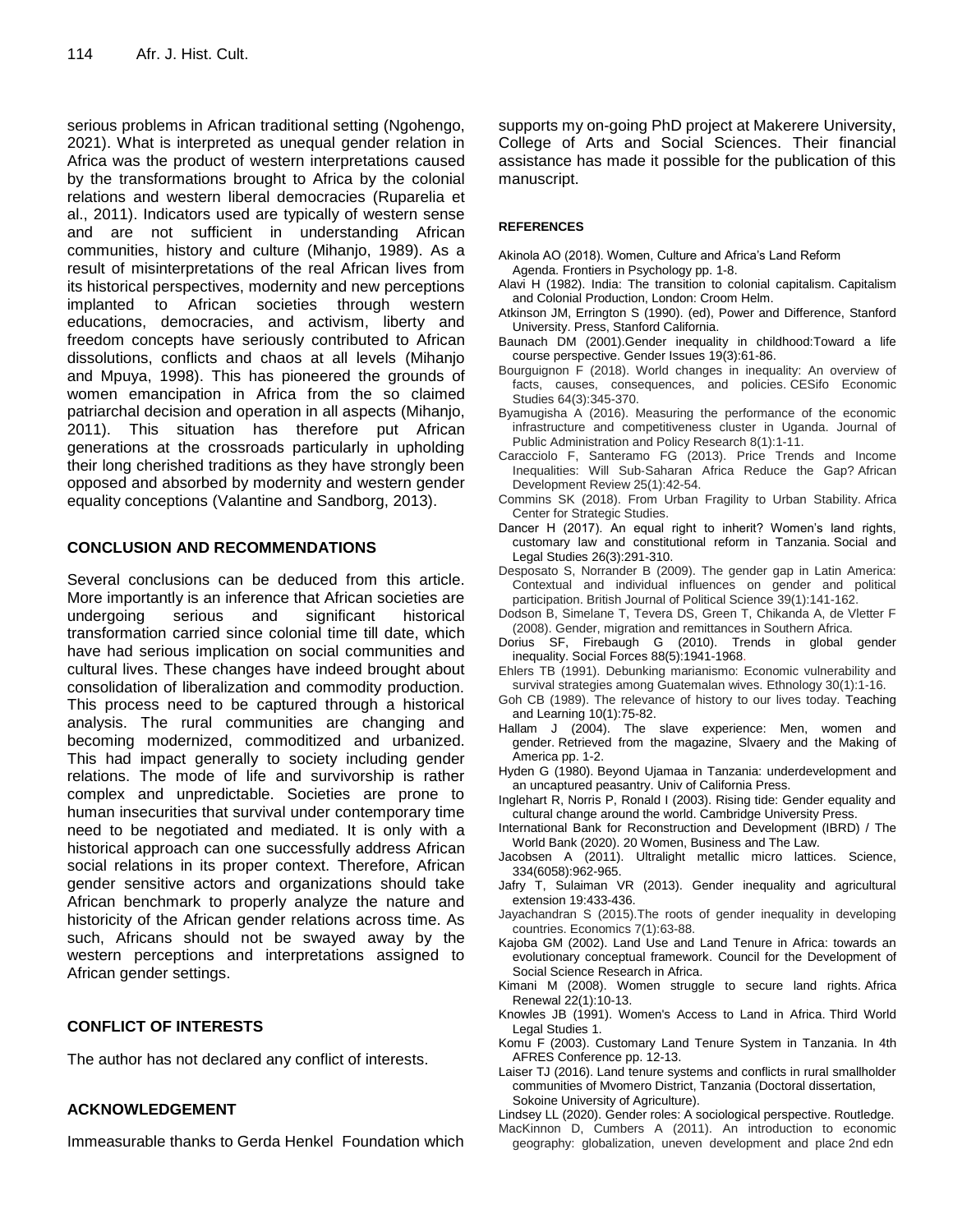serious problems in African traditional setting (Ngohengo, 2021). What is interpreted as unequal gender relation in Africa was the product of western interpretations caused by the transformations brought to Africa by the colonial relations and western liberal democracies (Ruparelia et al., 2011). Indicators used are typically of western sense and are not sufficient in understanding African communities, history and culture (Mihanjo, 1989). As a result of misinterpretations of the real African lives from its historical perspectives, modernity and new perceptions implanted to African societies through western educations, democracies, and activism, liberty and freedom concepts have seriously contributed to African dissolutions, conflicts and chaos at all levels (Mihanjo and Mpuya, 1998). This has pioneered the grounds of women emancipation in Africa from the so claimed patriarchal decision and operation in all aspects (Mihanjo, 2011). This situation has therefore put African generations at the crossroads particularly in upholding their long cherished traditions as they have strongly been opposed and absorbed by modernity and western gender equality conceptions (Valantine and Sandborg, 2013).

## CONCLUSION AND RECOMMENDATIONS

Several conclusions can be deduced from this article. More importantly is an inference that African societies are undergoing serious and significant historical transformation carried since colonial time till date, which have had serious implication on social communities and cultural lives. These changes have indeed brought about consolidation of liberalization and commodity production. This process need to be captured through a historical analysis. The rural communities are changing and becoming modernized, commoditized and urbanized. This had impact generally to society including gender relations. The mode of life and survivorship is rather complex and unpredictable. Societies are prone to human insecurities that survival under contemporary time need to be negotiated and mediated. It is only with a historical approach can one successfully address African social relations in its proper context. Therefore, African gender sensitive actors and organizations should take African benchmark to properly analyze the nature and historicity of the African gender relations across time. As such, Africans should not be swayed away by the western perceptions and interpretations assigned to African gender settings.

## CONFLICT OF INTERESTS

The author has not declared any conflict of interests.

## ACKNOWLEDGEMENT

Immeasurable thanks to Gerda Henkel Foundation which supports my on-going PhD project at Makerere University, College of Arts and Social Sciences. Their financial assistance has made it possible for the publication of this manuscript.

## REFERENCES

Akinola AO (2018). Women, Culture and Africa's Land Reform Agenda. Frontiers in Psychology pp. 1-8.

Alavi H (1982). India: The transition to colonial capitalism. Capitalism and Colonial Production, London: Croom Helm.

Atkinson JM, Errington S (1990). (ed), Power and Difference, Stanford University. Press, Stanford California.

Baunach DM (2001).Gender inequality in childhood:Toward a life course perspective. Gender Issues 19(3):61-86.

Bourguignon F (2018). World changes in inequality: An overview of facts, causes, consequences, and policies. CESifo Economic Studies 64(3):345-370.

Byamugisha A (2016). Measuring the performance of the economic infrastructure and competitiveness cluster in Uganda. Journal of Public Administration and Policy Research 8(1):1-11.

Caracciolo F, Santeramo FG (2013). Price Trends and Income Inequalities: Will Sub-Saharan Africa Reduce the Gap? African Development Review 25(1):42-54.

Commins SK (2018). From Urban Fragility to Urban Stability. Africa Center for Strategic Studies.

Dancer H (2017). An equal right to inherit? Women's land rights, customary law and constitutional reform in Tanzania. Social and Legal Studies 26(3):291-310.

Desposato S, Norrander B (2009). The gender gap in Latin America: Contextual and individual influences on gender and political participation. British Journal of Political Science 39(1):141-162.

Dodson B, Simelane T, Tevera DS, Green T, Chikanda A, de Vletter F (2008). Gender, migration and remittances in Southern Africa.

Dorius SF, Firebaugh G (2010). Trends in global gender inequality. Social Forces 88(5):1941-1968.

Ehlers TB (1991). Debunking marianismo: Economic vulnerability and survival strategies among Guatemalan wives. Ethnology 30(1):1-16.

Goh CB (1989). The relevance of history to our lives today. Teaching and Learning 10(1):75-82.

Hallam J (2004). The slave experience: Men, women and gender. Retrieved from the magazine, Slvaery and the Making of America pp. 1-2.

Hyden G (1980). Beyond Ujamaa in Tanzania: underdevelopment and an uncaptured peasantry. Univ of California Press.

Inglehart R, Norris P, Ronald I (2003). Rising tide: Gender equality and cultural change around the world. Cambridge University Press.

International Bank for Reconstruction and Development (IBRD) / The World Bank (2020). 20 Women, Business and The Law.

Jacobsen A (2011). Ultralight metallic micro lattices. Science, 334(6058):962-965.

Jafry T, Sulaiman VR (2013). Gender inequality and agricultural extension 19:433-436.

Jayachandran S (2015).The roots of gender inequality in developing countries. Economics 7(1):63-88.

Kajoba GM (2002). Land Use and Land Tenure in Africa: towards an evolutionary conceptual framework. Council for the Development of Social Science Research in Africa.

Kimani M (2008). Women struggle to secure land rights. Africa Renewal 22(1):10-13.

Knowles JB (1991). Women's Access to Land in Africa. Third World Legal Studies 1.

Komu F (2003). Customary Land Tenure System in Tanzania. In 4th AFRES Conference pp. 12-13.

Laiser TJ (2016). Land tenure systems and conflicts in rural smallholder communities of Mvomero District, Tanzania (Doctoral dissertation, Sokoine University of Agriculture).

Lindsey LL (2020). Gender roles: A sociological perspective. Routledge.

MacKinnon D, Cumbers A (2011). An introduction to economic geography: globalization, uneven development and place 2nd edn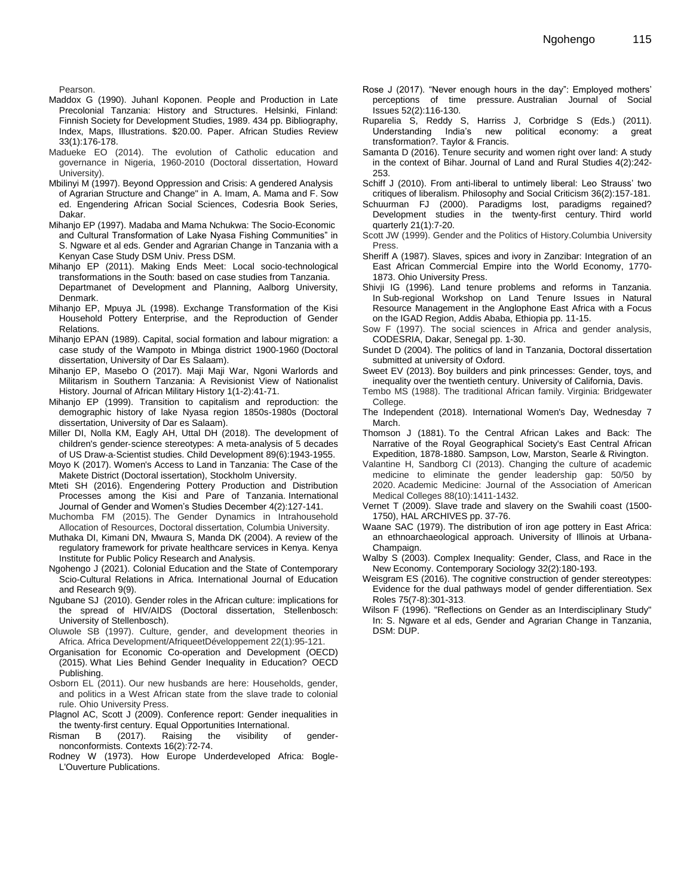Pearson.

Maddox G (1990). Juhanl Koponen. People and Production in Late Precolonial Tanzania: History and Structures. Helsinki, Finland: Finnish Society for Development Studies, 1989. 434 pp. Bibliography, Index, Maps, Illustrations. $20.00. Paper. African Studies Review 33(1):176-178.

Madueke EO (2014). The evolution of Catholic education and governance in Nigeria, 1960-2010 (Doctoral dissertation, Howard University).

Mbilinyi M (1997). Beyond Oppression and Crisis: A gendered Analysis of Agrarian Structure and Change" in A. Imam, A. Mama and F. Sow ed. Engendering African Social Sciences, Codesria Book Series, Dakar.

Mihanjo EP (1997). Madaba and Mama Nchukwa: The Socio-Economic and Cultural Transformation of Lake Nyasa Fishing Communities" in S. Ngware et al eds. Gender and Agrarian Change in Tanzania with a Kenyan Case Study DSM Univ. Press DSM.

Mihanjo EP (2011). Making Ends Meet: Local socio-technological transformations in the South: based on case studies from Tanzania. Departmanet of Development and Planning, Aalborg University, Denmark.

Mihanjo EP, Mpuya JL (1998). Exchange Transformation of the Kisi Household Pottery Enterprise, and the Reproduction of Gender Relations.

Mihanjo EPAN (1989). Capital, social formation and labour migration: a case study of the Wampoto in Mbinga district 1900-1960 (Doctoral dissertation, University of Dar Es Salaam).

Mihanjo EP, Masebo O (2017). Maji Maji War, Ngoni Warlords and Militarism in Southern Tanzania: A Revisionist View of Nationalist History. Journal of African Military History 1(1-2):41-71.

Mihanjo EP (1999). Transition to capitalism and reproduction: the demographic history of lake Nyasa region 1850s-1980s (Doctoral dissertation, University of Dar es Salaam).

Miller DI, Nolla KM, Eagly AH, Uttal DH (2018). The development of children's gender‐science stereotypes: A meta‐analysis of 5 decades of US Draw‐a‐Scientist studies. Child Development 89(6):1943-1955.

Moyo K (2017). Women's Access to Land in Tanzania: The Case of the Makete District (Doctoral issertation), Stockholm University.

Mteti SH (2016). Engendering Pottery Production and Distribution Processes among the Kisi and Pare of Tanzania. International Journal of Gender and Women's Studies December 4(2):127-141.

Muchomba FM (2015). The Gender Dynamics in Intrahousehold Allocation of Resources, Doctoral dissertation, Columbia University.

Muthaka DI, Kimani DN, Mwaura S, Manda DK (2004). A review of the regulatory framework for private healthcare services in Kenya. Kenya Institute for Public Policy Research and Analysis.

Ngohengo J (2021). Colonial Education and the State of Contemporary Scio-Cultural Relations in Africa. International Journal of Education and Research 9(9).

Ngubane SJ (2010). Gender roles in the African culture: implications for the spread of HIV/AIDS (Doctoral dissertation, Stellenbosch: University of Stellenbosch).

Oluwole SB (1997). Culture, gender, and development theories in Africa. Africa Development/AfriqueetDéveloppement 22(1):95-121.

Organisation for Economic Co-operation and Development (OECD) (2015). What Lies Behind Gender Inequality in Education? OECD Publishing.

Osborn EL (2011). Our new husbands are here: Households, gender, and politics in a West African state from the slave trade to colonial rule. Ohio University Press.

Plagnol AC, Scott J (2009). Conference report: Gender inequalities in the twenty-first century. Equal Opportunities International.

Risman B (2017). Raising the visibility of gender-nonconformists. Contexts 16(2):72-74.

Rodney W (1973). How Europe Underdeveloped Africa: Bogle-L'Ouverture Publications.

Rose J (2017). "Never enough hours in the day": Employed mothers' perceptions of time pressure. Australian Journal of Social Issues 52(2):116-130.

Ruparelia S, Reddy S, Harriss J, Corbridge S (Eds.) (2011). Understanding India's new political economy: a great transformation?. Taylor & Francis.

Samanta D (2016). Tenure security and women right over land: A study in the context of Bihar. Journal of Land and Rural Studies 4(2):242-253.

Schiff J (2010). From anti-liberal to untimely liberal: Leo Strauss' two critiques of liberalism. Philosophy and Social Criticism 36(2):157-181.

Schuurman FJ (2000). Paradigms lost, paradigms regained? Development studies in the twenty-first century. Third world quarterly 21(1):7-20.

Scott JW (1999). Gender and the Politics of History.Columbia University Press.

Sheriff A (1987). Slaves, spices and ivory in Zanzibar: Integration of an East African Commercial Empire into the World Economy, 1770-1873. Ohio University Press.

Shivji IG (1996). Land tenure problems and reforms in Tanzania. In Sub-regional Workshop on Land Tenure Issues in Natural Resource Management in the Anglophone East Africa with a Focus on the IGAD Region, Addis Ababa, Ethiopia pp. 11-15.

Sow F (1997). The social sciences in Africa and gender analysis, CODESRIA, Dakar, Senegal pp. 1-30.

Sundet D (2004). The politics of land in Tanzania, Doctoral dissertation submitted at university of Oxford.

Sweet EV (2013). Boy builders and pink princesses: Gender, toys, and inequality over the twentieth century. University of California, Davis.

Tembo MS (1988). The traditional African family. Virginia: Bridgewater College.

The Independent (2018). International Women's Day, Wednesday 7 March.

Thomson J (1881). To the Central African Lakes and Back: The Narrative of the Royal Geographical Society's East Central African Expedition, 1878-1880. Sampson, Low, Marston, Searle & Rivington.

Valantine H, Sandborg CI (2013). Changing the culture of academic medicine to eliminate the gender leadership gap: 50/50 by 2020. Academic Medicine: Journal of the Association of American Medical Colleges 88(10):1411-1432.

Vernet T (2009). Slave trade and slavery on the Swahili coast (1500-1750), HAL ARCHIVES pp. 37-76.

Waane SAC (1979). The distribution of iron age pottery in East Africa: an ethnoarchaeological approach. University of Illinois at Urbana-Champaign.

Walby S (2003). Complex Inequality: Gender, Class, and Race in the New Economy. Contemporary Sociology 32(2):180-193.

Weisgram ES (2016). The cognitive construction of gender stereotypes: Evidence for the dual pathways model of gender differentiation. Sex Roles 75(7-8):301-313.

Wilson F (1996). "Reflections on Gender as an Interdisciplinary Study" In: S. Ngware et al eds, Gender and Agrarian Change in Tanzania, DSM: DUP.